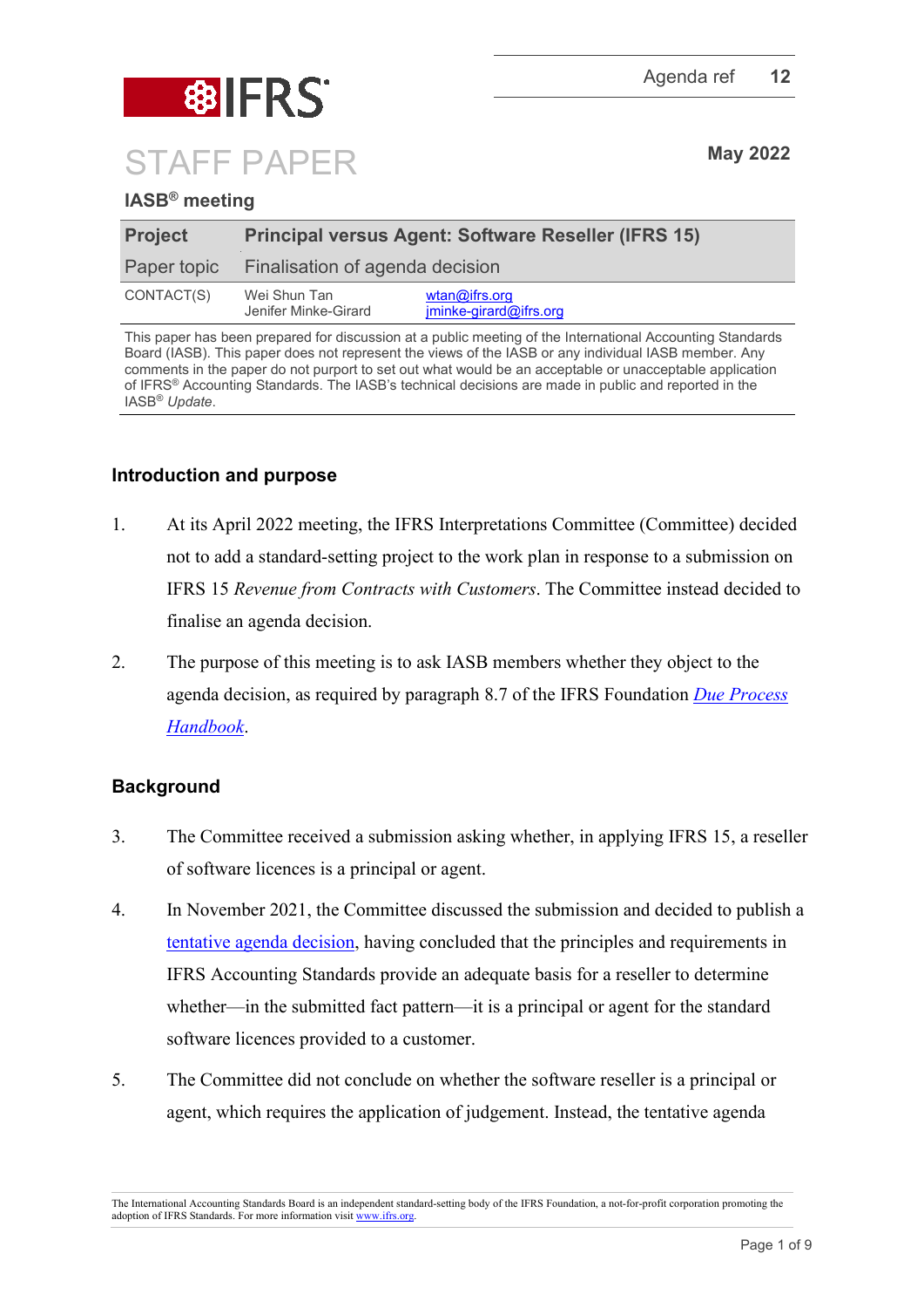Agenda ref 12

# STAFF PAPER

May 2022

**IASB® meeting**

| **Project** | **Principal versus Agent: Software Reseller (IFRS 15)** | |
|---|---|---|
| Paper topic | Finalisation of agenda decision | |
| CONTACT(S) | Wei Shun Tan | wtan@ifrs.org |
| | Jenifer Minke-Girard | jminke-girard@ifrs.org |

This paper has been prepared for discussion at a public meeting of the International Accounting Standards Board (IASB). This paper does not represent the views of the IASB or any individual IASB member. Any comments in the paper do not purport to set out what would be an acceptable or unacceptable application of IFRS® Accounting Standards. The IASB's technical decisions are made in public and reported in the IASB® *Update*.

## Introduction and purpose

1. At its April 2022 meeting, the IFRS Interpretations Committee (Committee) decided not to add a standard-setting project to the work plan in response to a submission on IFRS 15 *Revenue from Contracts with Customers*. The Committee instead decided to finalise an agenda decision.

2. The purpose of this meeting is to ask IASB members whether they object to the agenda decision, as required by paragraph 8.7 of the IFRS Foundation *Due Process Handbook*.

## Background

3. The Committee received a submission asking whether, in applying IFRS 15, a reseller of software licences is a principal or agent.

4. In November 2021, the Committee discussed the submission and decided to publish a tentative agenda decision, having concluded that the principles and requirements in IFRS Accounting Standards provide an adequate basis for a reseller to determine whether—in the submitted fact pattern—it is a principal or agent for the standard software licences provided to a customer.

5. The Committee did not conclude on whether the software reseller is a principal or agent, which requires the application of judgement. Instead, the tentative agenda

The International Accounting Standards Board is an independent standard-setting body of the IFRS Foundation, a not-for-profit corporation promoting the adoption of IFRS Standards. For more information visit www.ifrs.org.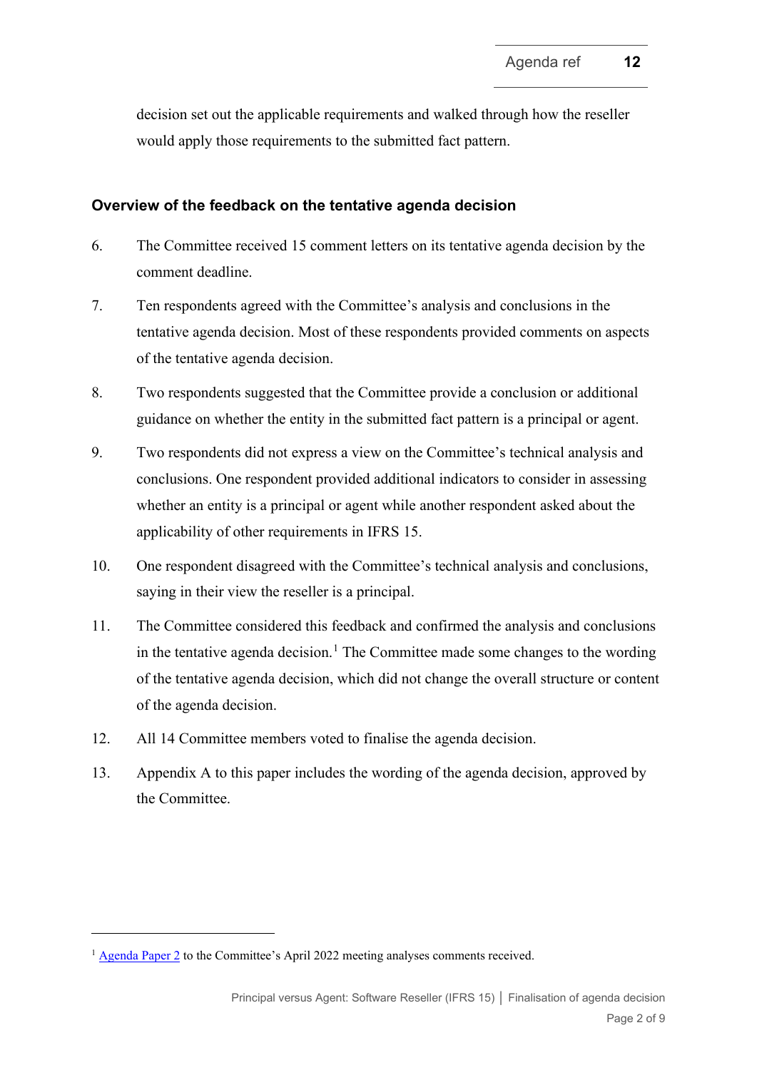decision set out the applicable requirements and walked through how the reseller would apply those requirements to the submitted fact pattern.

## Overview of the feedback on the tentative agenda decision

6. The Committee received 15 comment letters on its tentative agenda decision by the comment deadline.

7. Ten respondents agreed with the Committee's analysis and conclusions in the tentative agenda decision. Most of these respondents provided comments on aspects of the tentative agenda decision.

8. Two respondents suggested that the Committee provide a conclusion or additional guidance on whether the entity in the submitted fact pattern is a principal or agent.

9. Two respondents did not express a view on the Committee's technical analysis and conclusions. One respondent provided additional indicators to consider in assessing whether an entity is a principal or agent while another respondent asked about the applicability of other requirements in IFRS 15.

10. One respondent disagreed with the Committee's technical analysis and conclusions, saying in their view the reseller is a principal.

11. The Committee considered this feedback and confirmed the analysis and conclusions in the tentative agenda decision.[1] The Committee made some changes to the wording of the tentative agenda decision, which did not change the overall structure or content of the agenda decision.

12. All 14 Committee members voted to finalise the agenda decision.

13. Appendix A to this paper includes the wording of the agenda decision, approved by the Committee.

---

[1] Agenda Paper 2 to the Committee's April 2022 meeting analyses comments received.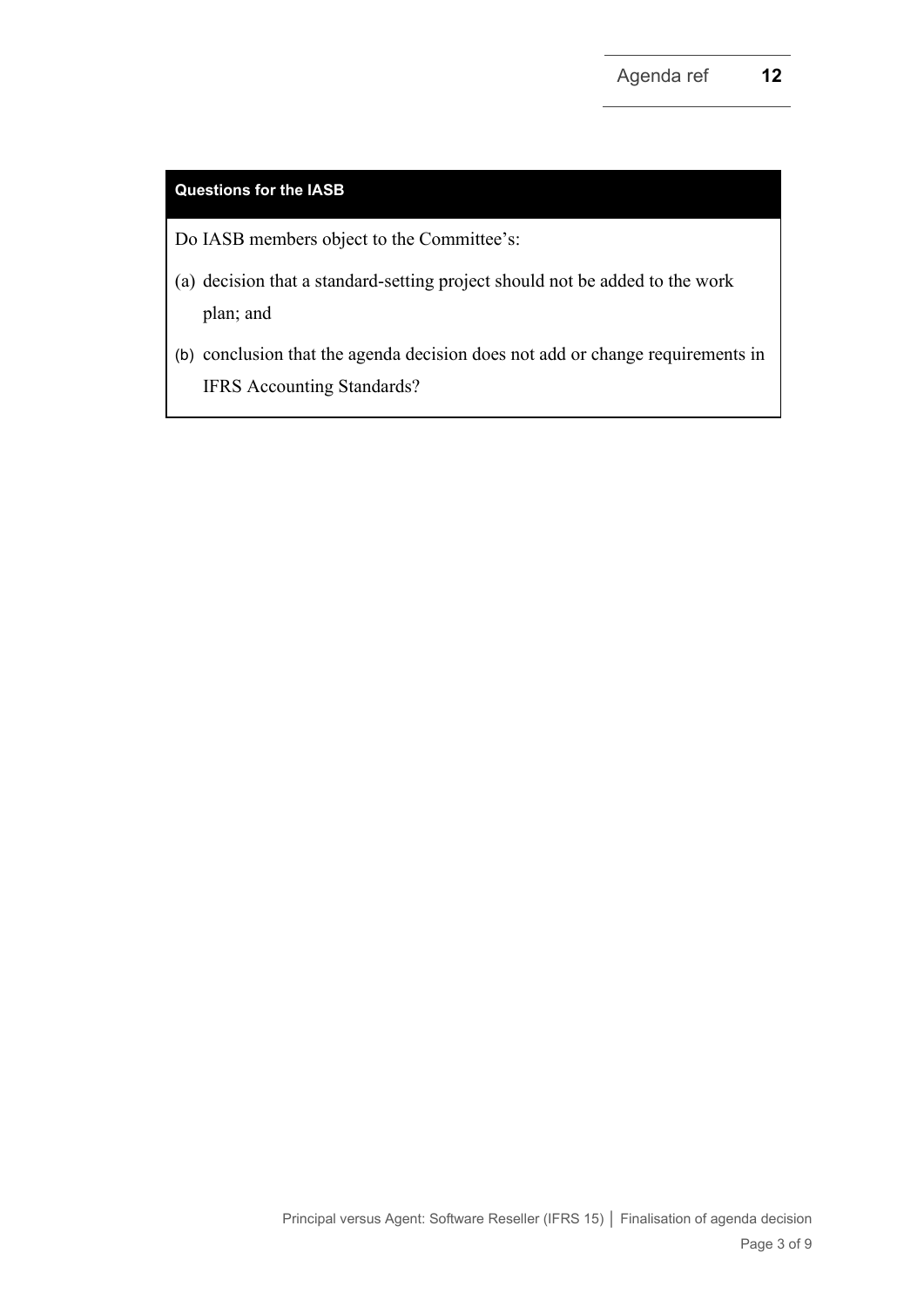**Questions for the IASB**

Do IASB members object to the Committee's:

(a) decision that a standard-setting project should not be added to the work plan; and

(b) conclusion that the agenda decision does not add or change requirements in IFRS Accounting Standards?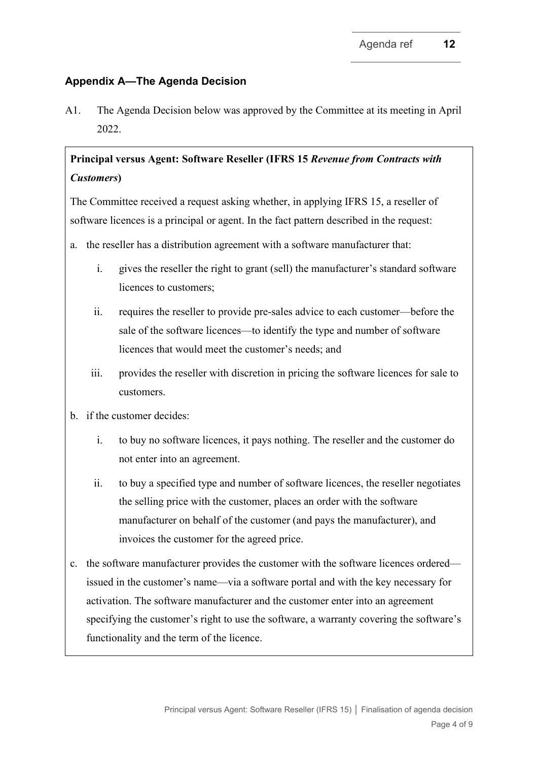## Appendix A—The Agenda Decision

A1. The Agenda Decision below was approved by the Committee at its meeting in April 2022.

**Principal versus Agent: Software Reseller (IFRS 15 *Revenue from Contracts with Customers*)**

The Committee received a request asking whether, in applying IFRS 15, a reseller of software licences is a principal or agent. In the fact pattern described in the request:

a. the reseller has a distribution agreement with a software manufacturer that:

   i. gives the reseller the right to grant (sell) the manufacturer's standard software licences to customers;

   ii. requires the reseller to provide pre-sales advice to each customer—before the sale of the software licences—to identify the type and number of software licences that would meet the customer's needs; and

   iii. provides the reseller with discretion in pricing the software licences for sale to customers.

b. if the customer decides:

   i. to buy no software licences, it pays nothing. The reseller and the customer do not enter into an agreement.

   ii. to buy a specified type and number of software licences, the reseller negotiates the selling price with the customer, places an order with the software manufacturer on behalf of the customer (and pays the manufacturer), and invoices the customer for the agreed price.

c. the software manufacturer provides the customer with the software licences ordered—issued in the customer's name—via a software portal and with the key necessary for activation. The software manufacturer and the customer enter into an agreement specifying the customer's right to use the software, a warranty covering the software's functionality and the term of the licence.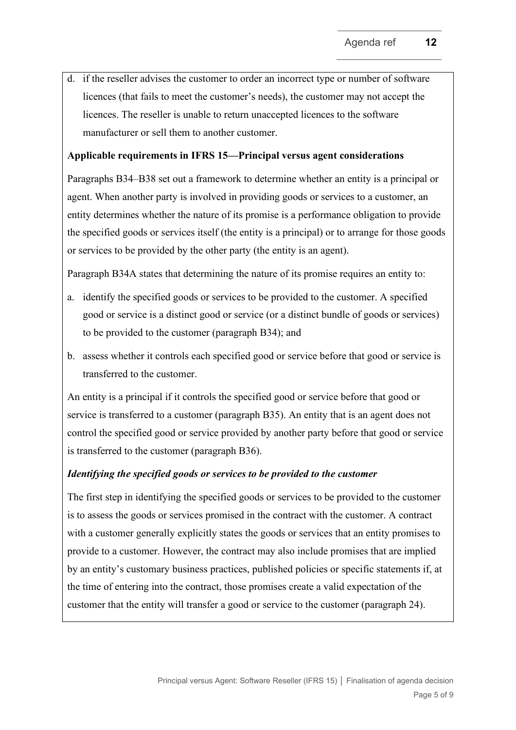d. if the reseller advises the customer to order an incorrect type or number of software licences (that fails to meet the customer's needs), the customer may not accept the licences. The reseller is unable to return unaccepted licences to the software manufacturer or sell them to another customer.

**Applicable requirements in IFRS 15—Principal versus agent considerations**

Paragraphs B34–B38 set out a framework to determine whether an entity is a principal or agent. When another party is involved in providing goods or services to a customer, an entity determines whether the nature of its promise is a performance obligation to provide the specified goods or services itself (the entity is a principal) or to arrange for those goods or services to be provided by the other party (the entity is an agent).

Paragraph B34A states that determining the nature of its promise requires an entity to:

a. identify the specified goods or services to be provided to the customer. A specified good or service is a distinct good or service (or a distinct bundle of goods or services) to be provided to the customer (paragraph B34); and

b. assess whether it controls each specified good or service before that good or service is transferred to the customer.

An entity is a principal if it controls the specified good or service before that good or service is transferred to a customer (paragraph B35). An entity that is an agent does not control the specified good or service provided by another party before that good or service is transferred to the customer (paragraph B36).

***Identifying the specified goods or services to be provided to the customer***

The first step in identifying the specified goods or services to be provided to the customer is to assess the goods or services promised in the contract with the customer. A contract with a customer generally explicitly states the goods or services that an entity promises to provide to a customer. However, the contract may also include promises that are implied by an entity's customary business practices, published policies or specific statements if, at the time of entering into the contract, those promises create a valid expectation of the customer that the entity will transfer a good or service to the customer (paragraph 24).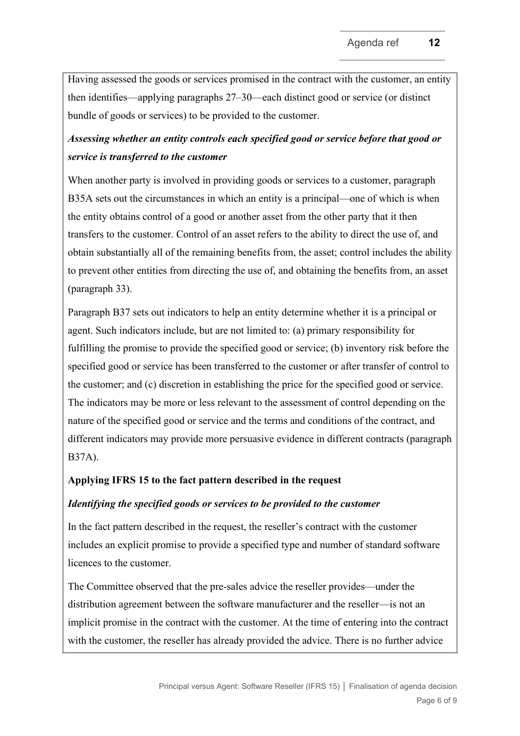Having assessed the goods or services promised in the contract with the customer, an entity then identifies—applying paragraphs 27–30—each distinct good or service (or distinct bundle of goods or services) to be provided to the customer.

***Assessing whether an entity controls each specified good or service before that good or service is transferred to the customer***

When another party is involved in providing goods or services to a customer, paragraph B35A sets out the circumstances in which an entity is a principal—one of which is when the entity obtains control of a good or another asset from the other party that it then transfers to the customer. Control of an asset refers to the ability to direct the use of, and obtain substantially all of the remaining benefits from, the asset; control includes the ability to prevent other entities from directing the use of, and obtaining the benefits from, an asset (paragraph 33).

Paragraph B37 sets out indicators to help an entity determine whether it is a principal or agent. Such indicators include, but are not limited to: (a) primary responsibility for fulfilling the promise to provide the specified good or service; (b) inventory risk before the specified good or service has been transferred to the customer or after transfer of control to the customer; and (c) discretion in establishing the price for the specified good or service. The indicators may be more or less relevant to the assessment of control depending on the nature of the specified good or service and the terms and conditions of the contract, and different indicators may provide more persuasive evidence in different contracts (paragraph B37A).

**Applying IFRS 15 to the fact pattern described in the request**

***Identifying the specified goods or services to be provided to the customer***

In the fact pattern described in the request, the reseller's contract with the customer includes an explicit promise to provide a specified type and number of standard software licences to the customer.

The Committee observed that the pre-sales advice the reseller provides—under the distribution agreement between the software manufacturer and the reseller—is not an implicit promise in the contract with the customer. At the time of entering into the contract with the customer, the reseller has already provided the advice. There is no further advice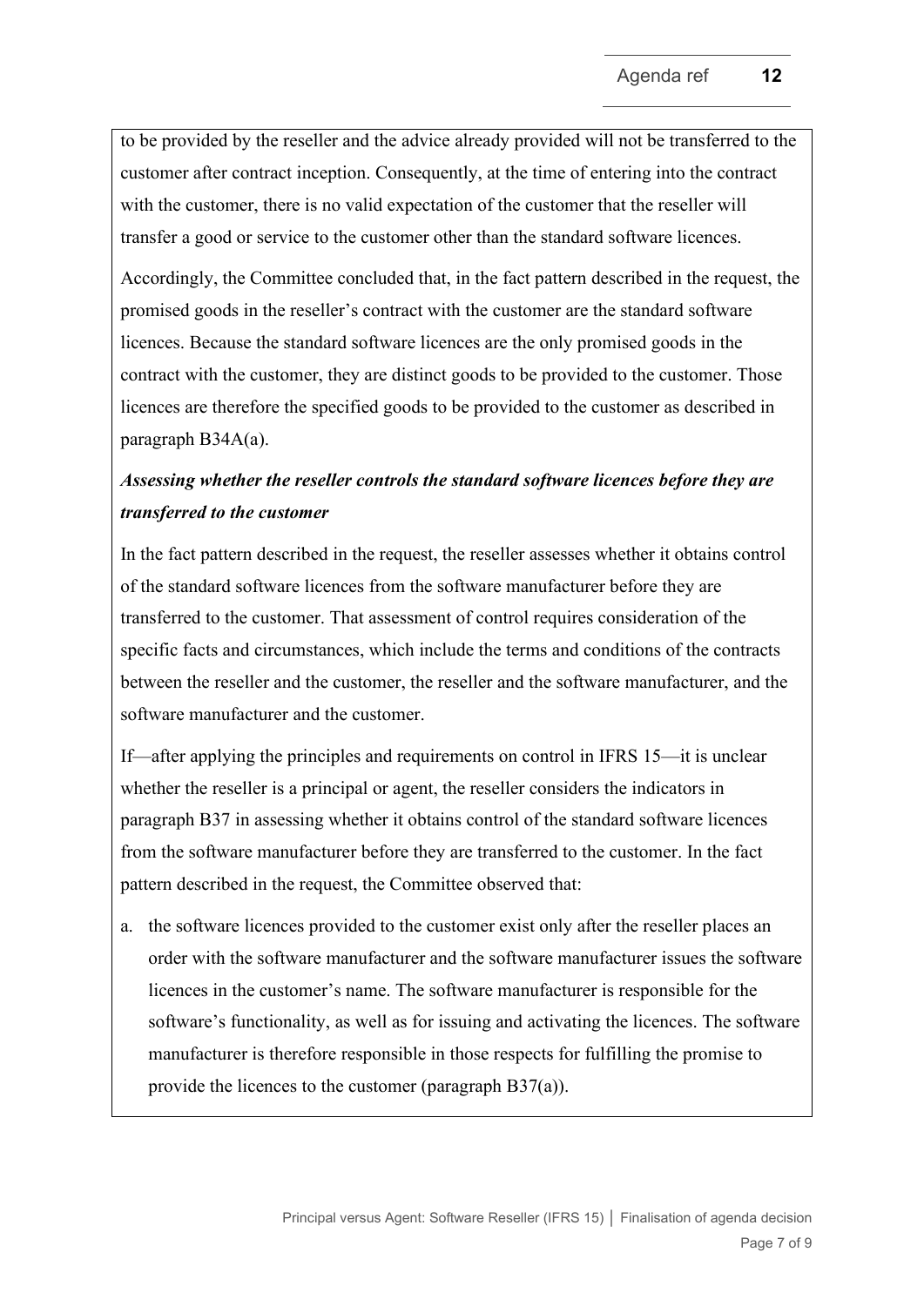to be provided by the reseller and the advice already provided will not be transferred to the customer after contract inception. Consequently, at the time of entering into the contract with the customer, there is no valid expectation of the customer that the reseller will transfer a good or service to the customer other than the standard software licences.

Accordingly, the Committee concluded that, in the fact pattern described in the request, the promised goods in the reseller's contract with the customer are the standard software licences. Because the standard software licences are the only promised goods in the contract with the customer, they are distinct goods to be provided to the customer. Those licences are therefore the specified goods to be provided to the customer as described in paragraph B34A(a).

***Assessing whether the reseller controls the standard software licences before they are transferred to the customer***

In the fact pattern described in the request, the reseller assesses whether it obtains control of the standard software licences from the software manufacturer before they are transferred to the customer. That assessment of control requires consideration of the specific facts and circumstances, which include the terms and conditions of the contracts between the reseller and the customer, the reseller and the software manufacturer, and the software manufacturer and the customer.

If—after applying the principles and requirements on control in IFRS 15—it is unclear whether the reseller is a principal or agent, the reseller considers the indicators in paragraph B37 in assessing whether it obtains control of the standard software licences from the software manufacturer before they are transferred to the customer. In the fact pattern described in the request, the Committee observed that:

a. the software licences provided to the customer exist only after the reseller places an order with the software manufacturer and the software manufacturer issues the software licences in the customer's name. The software manufacturer is responsible for the software's functionality, as well as for issuing and activating the licences. The software manufacturer is therefore responsible in those respects for fulfilling the promise to provide the licences to the customer (paragraph B37(a)).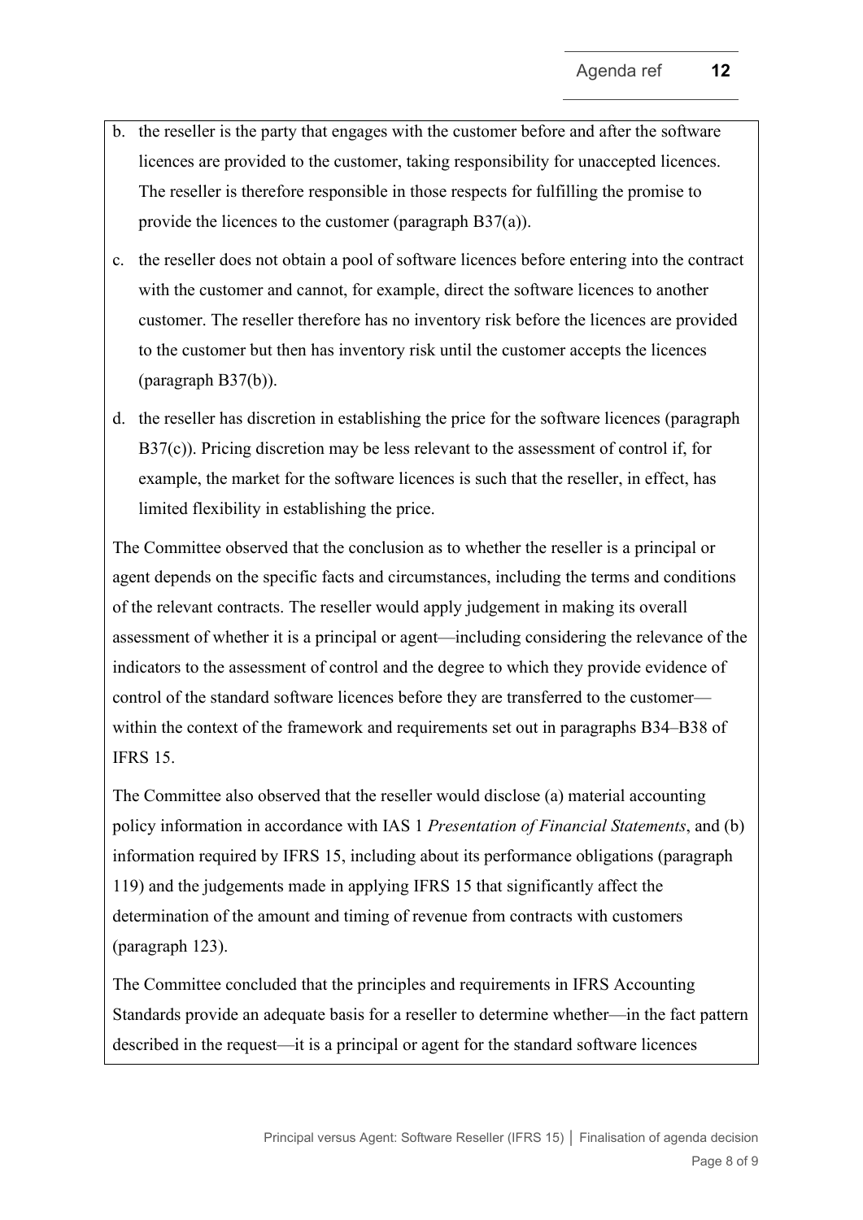b. the reseller is the party that engages with the customer before and after the software licences are provided to the customer, taking responsibility for unaccepted licences. The reseller is therefore responsible in those respects for fulfilling the promise to provide the licences to the customer (paragraph B37(a)).

c. the reseller does not obtain a pool of software licences before entering into the contract with the customer and cannot, for example, direct the software licences to another customer. The reseller therefore has no inventory risk before the licences are provided to the customer but then has inventory risk until the customer accepts the licences (paragraph B37(b)).

d. the reseller has discretion in establishing the price for the software licences (paragraph B37(c)). Pricing discretion may be less relevant to the assessment of control if, for example, the market for the software licences is such that the reseller, in effect, has limited flexibility in establishing the price.

The Committee observed that the conclusion as to whether the reseller is a principal or agent depends on the specific facts and circumstances, including the terms and conditions of the relevant contracts. The reseller would apply judgement in making its overall assessment of whether it is a principal or agent—including considering the relevance of the indicators to the assessment of control and the degree to which they provide evidence of control of the standard software licences before they are transferred to the customer—within the context of the framework and requirements set out in paragraphs B34–B38 of IFRS 15.

The Committee also observed that the reseller would disclose (a) material accounting policy information in accordance with IAS 1 *Presentation of Financial Statements*, and (b) information required by IFRS 15, including about its performance obligations (paragraph 119) and the judgements made in applying IFRS 15 that significantly affect the determination of the amount and timing of revenue from contracts with customers (paragraph 123).

The Committee concluded that the principles and requirements in IFRS Accounting Standards provide an adequate basis for a reseller to determine whether—in the fact pattern described in the request—it is a principal or agent for the standard software licences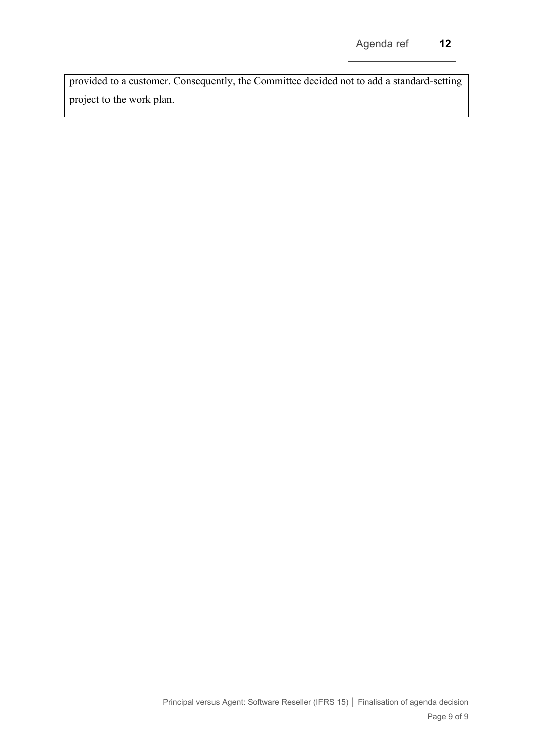provided to a customer. Consequently, the Committee decided not to add a standard-setting project to the work plan.